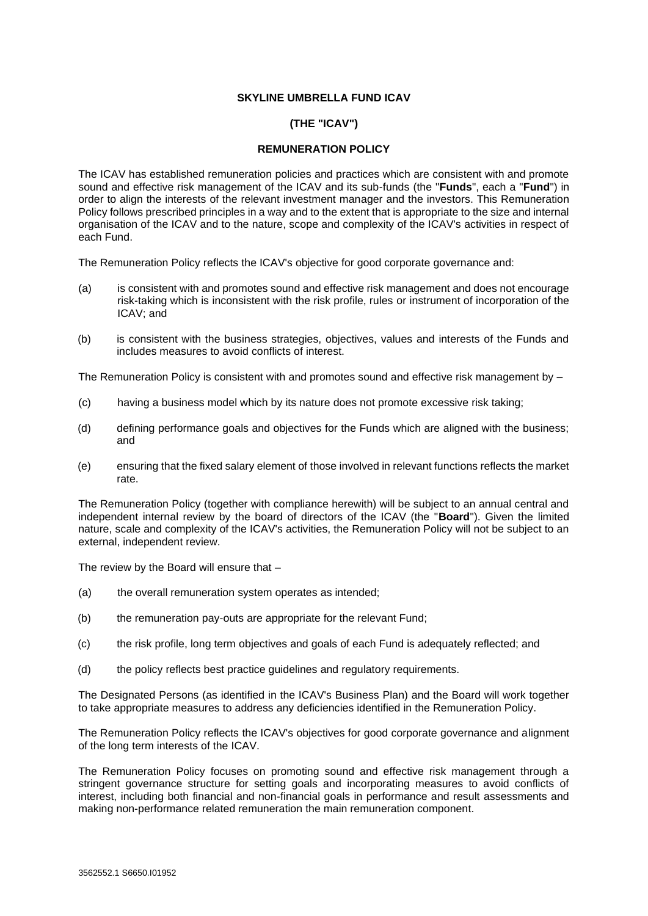**SKYLINE UMBRELLA FUND ICAV**

**(THE "ICAV")**

**REMUNERATION POLICY**

The ICAV has established remuneration policies and practices which are consistent with and promote sound and effective risk management of the ICAV and its sub-funds (the "**Funds**", each a "**Fund**") in order to align the interests of the relevant investment manager and the investors. This Remuneration Policy follows prescribed principles in a way and to the extent that is appropriate to the size and internal organisation of the ICAV and to the nature, scope and complexity of the ICAV's activities in respect of each Fund.

The Remuneration Policy reflects the ICAV's objective for good corporate governance and:

(a) is consistent with and promotes sound and effective risk management and does not encourage risk-taking which is inconsistent with the risk profile, rules or instrument of incorporation of the ICAV; and

(b) is consistent with the business strategies, objectives, values and interests of the Funds and includes measures to avoid conflicts of interest.

The Remuneration Policy is consistent with and promotes sound and effective risk management by –

(c) having a business model which by its nature does not promote excessive risk taking;

(d) defining performance goals and objectives for the Funds which are aligned with the business; and

(e) ensuring that the fixed salary element of those involved in relevant functions reflects the market rate.

The Remuneration Policy (together with compliance herewith) will be subject to an annual central and independent internal review by the board of directors of the ICAV (the "**Board**"). Given the limited nature, scale and complexity of the ICAV's activities, the Remuneration Policy will not be subject to an external, independent review.

The review by the Board will ensure that –

(a) the overall remuneration system operates as intended;

(b) the remuneration pay-outs are appropriate for the relevant Fund;

(c) the risk profile, long term objectives and goals of each Fund is adequately reflected; and

(d) the policy reflects best practice guidelines and regulatory requirements.

The Designated Persons (as identified in the ICAV's Business Plan) and the Board will work together to take appropriate measures to address any deficiencies identified in the Remuneration Policy.

The Remuneration Policy reflects the ICAV's objectives for good corporate governance and alignment of the long term interests of the ICAV.

The Remuneration Policy focuses on promoting sound and effective risk management through a stringent governance structure for setting goals and incorporating measures to avoid conflicts of interest, including both financial and non-financial goals in performance and result assessments and making non-performance related remuneration the main remuneration component.

3562552.1 S6650.I01952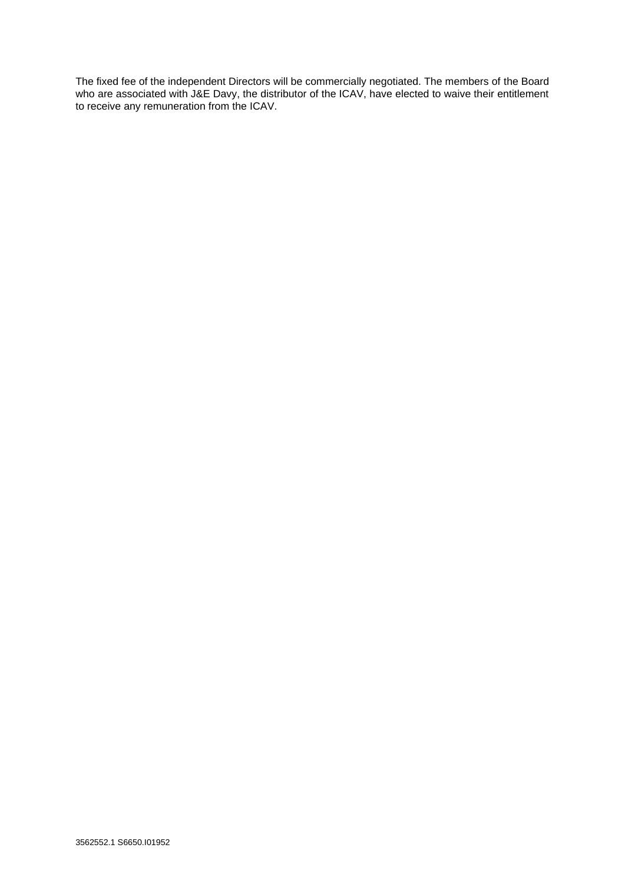The fixed fee of the independent Directors will be commercially negotiated. The members of the Board who are associated with J&E Davy, the distributor of the ICAV, have elected to waive their entitlement to receive any remuneration from the ICAV.